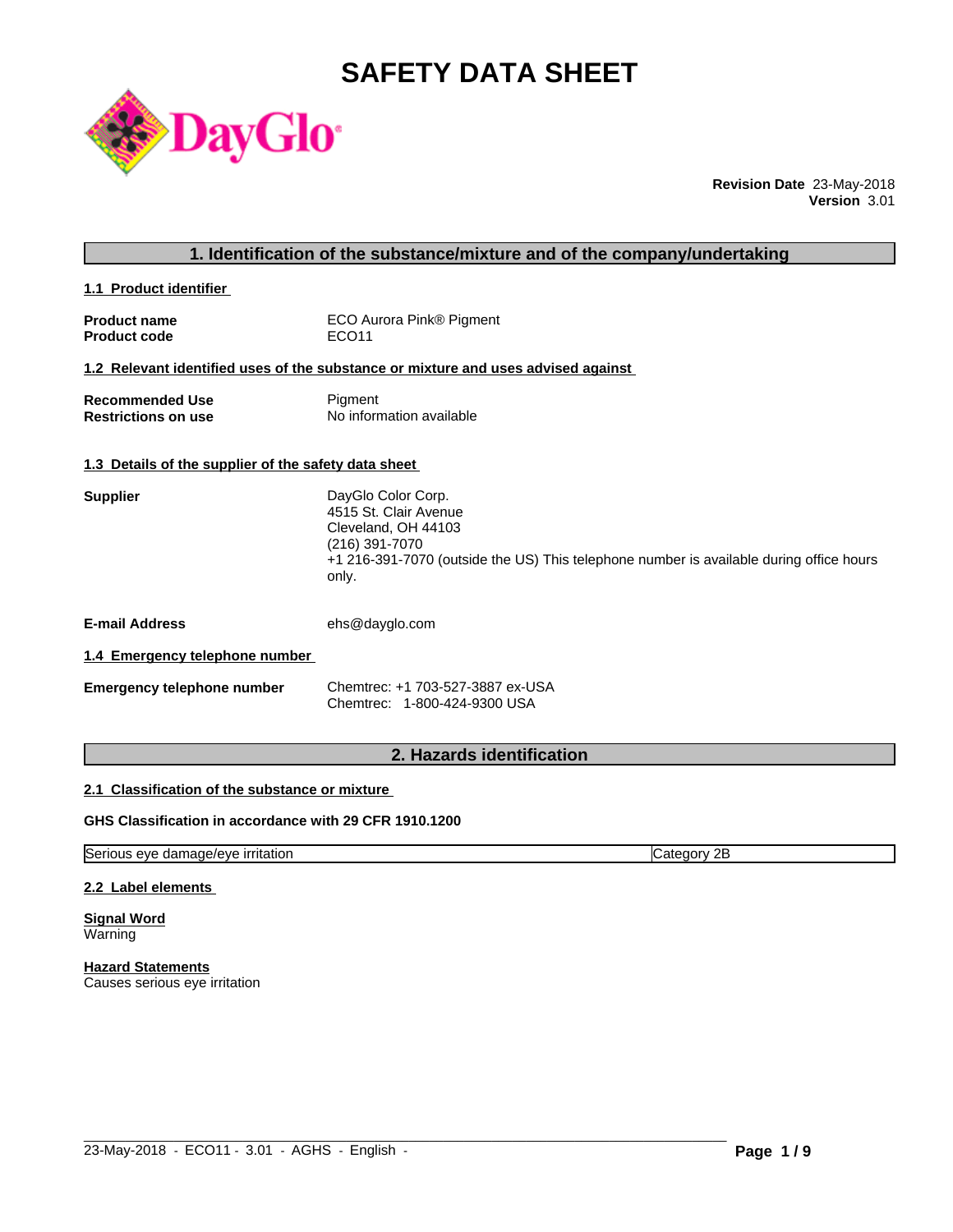# SAFETY DATA SHEET

**Revision Date** 23-May-2018
**Version** 3.01

## 1. Identification of the substance/mixture and of the company/undertaking

### 1.1 Product identifier

| | |
|---|---|
| **Product name** | ECO Aurora Pink® Pigment |
| **Product code** | ECO11 |

### 1.2 Relevant identified uses of the substance or mixture and uses advised against

| | |
|---|---|
| **Recommended Use** | Pigment |
| **Restrictions on use** | No information available |

### 1.3 Details of the supplier of the safety data sheet

**Supplier**
DayGlo Color Corp.
4515 St. Clair Avenue
Cleveland, OH 44103
(216) 391-7070
+1 216-391-7070 (outside the US) This telephone number is available during office hours only.

**E-mail Address** ehs@dayglo.com

### 1.4 Emergency telephone number

**Emergency telephone number**
Chemtrec: +1 703-527-3887 ex-USA
Chemtrec: 1-800-424-9300 USA

## 2. Hazards identification

### 2.1 Classification of the substance or mixture

**GHS Classification in accordance with 29 CFR 1910.1200**

| | |
|---|---|
| Serious eye damage/eye irritation | Category 2B |

### 2.2 Label elements

**Signal Word**
Warning

**Hazard Statements**
Causes serious eye irritation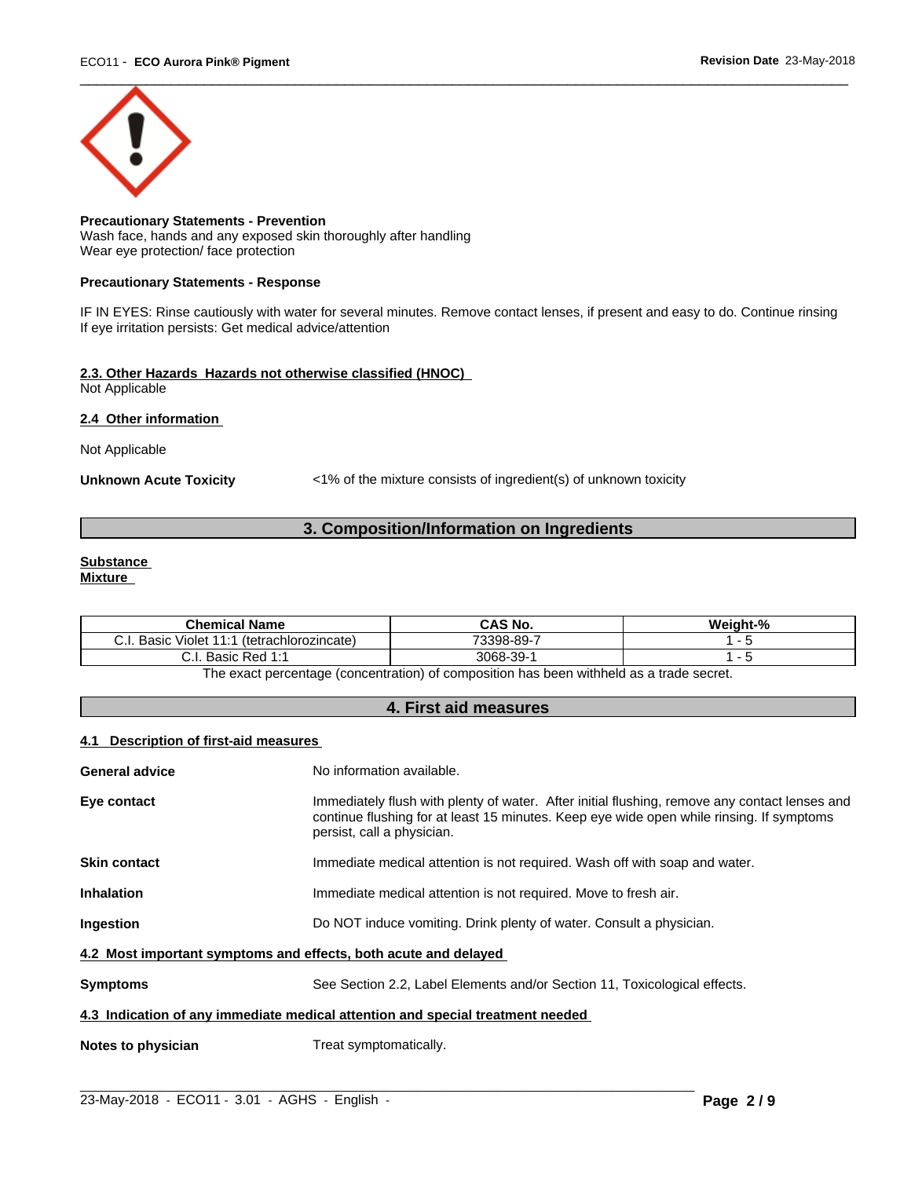**Precautionary Statements - Prevention**
Wash face, hands and any exposed skin thoroughly after handling
Wear eye protection/ face protection

**Precautionary Statements - Response**

IF IN EYES: Rinse cautiously with water for several minutes. Remove contact lenses, if present and easy to do. Continue rinsing
If eye irritation persists: Get medical advice/attention

**2.3. Other Hazards Hazards not otherwise classified (HNOC)**
Not Applicable

**2.4 Other information**

Not Applicable

**Unknown Acute Toxicity** <1% of the mixture consists of ingredient(s) of unknown toxicity

## 3. Composition/Information on Ingredients

**Substance**
**Mixture**

| Chemical Name | CAS No. | Weight-% |
|---|---|---|
| C.I. Basic Violet 11:1 (tetrachlorozincate) | 73398-89-7 | 1 - 5 |
| C.I. Basic Red 1:1 | 3068-39-1 | 1 - 5 |

The exact percentage (concentration) of composition has been withheld as a trade secret.

## 4. First aid measures

**4.1 Description of first-aid measures**

**General advice** No information available.

**Eye contact** Immediately flush with plenty of water. After initial flushing, remove any contact lenses and continue flushing for at least 15 minutes. Keep eye wide open while rinsing. If symptoms persist, call a physician.

**Skin contact** Immediate medical attention is not required. Wash off with soap and water.

**Inhalation** Immediate medical attention is not required. Move to fresh air.

**Ingestion** Do NOT induce vomiting. Drink plenty of water. Consult a physician.

**4.2 Most important symptoms and effects, both acute and delayed**

**Symptoms** See Section 2.2, Label Elements and/or Section 11, Toxicological effects.

**4.3 Indication of any immediate medical attention and special treatment needed**

**Notes to physician** Treat symptomatically.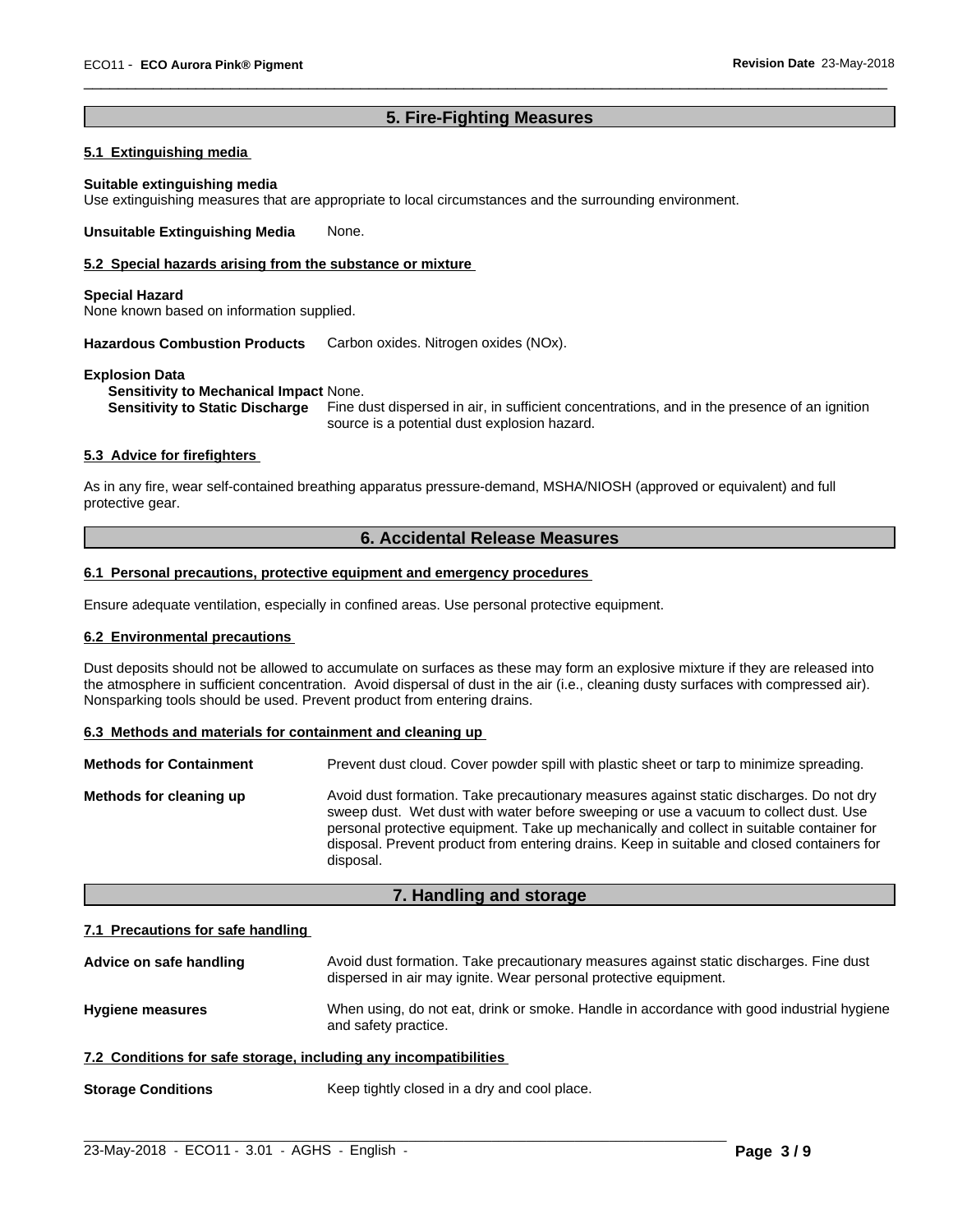## 5. Fire-Fighting Measures

### 5.1 Extinguishing media

**Suitable extinguishing media**
Use extinguishing measures that are appropriate to local circumstances and the surrounding environment.

**Unsuitable Extinguishing Media** None.

### 5.2 Special hazards arising from the substance or mixture

**Special Hazard**
None known based on information supplied.

**Hazardous Combustion Products** Carbon oxides. Nitrogen oxides (NOx).

**Explosion Data**
**Sensitivity to Mechanical Impact** None.
**Sensitivity to Static Discharge** Fine dust dispersed in air, in sufficient concentrations, and in the presence of an ignition source is a potential dust explosion hazard.

### 5.3 Advice for firefighters

As in any fire, wear self-contained breathing apparatus pressure-demand, MSHA/NIOSH (approved or equivalent) and full protective gear.

## 6. Accidental Release Measures

### 6.1 Personal precautions, protective equipment and emergency procedures

Ensure adequate ventilation, especially in confined areas. Use personal protective equipment.

### 6.2 Environmental precautions

Dust deposits should not be allowed to accumulate on surfaces as these may form an explosive mixture if they are released into the atmosphere in sufficient concentration. Avoid dispersal of dust in the air (i.e., cleaning dusty surfaces with compressed air). Nonsparking tools should be used. Prevent product from entering drains.

### 6.3 Methods and materials for containment and cleaning up

**Methods for Containment** Prevent dust cloud. Cover powder spill with plastic sheet or tarp to minimize spreading.

**Methods for cleaning up** Avoid dust formation. Take precautionary measures against static discharges. Do not dry sweep dust. Wet dust with water before sweeping or use a vacuum to collect dust. Use personal protective equipment. Take up mechanically and collect in suitable container for disposal. Prevent product from entering drains. Keep in suitable and closed containers for disposal.

## 7. Handling and storage

### 7.1 Precautions for safe handling

**Advice on safe handling** Avoid dust formation. Take precautionary measures against static discharges. Fine dust dispersed in air may ignite. Wear personal protective equipment.

**Hygiene measures** When using, do not eat, drink or smoke. Handle in accordance with good industrial hygiene and safety practice.

### 7.2 Conditions for safe storage, including any incompatibilities

**Storage Conditions** Keep tightly closed in a dry and cool place.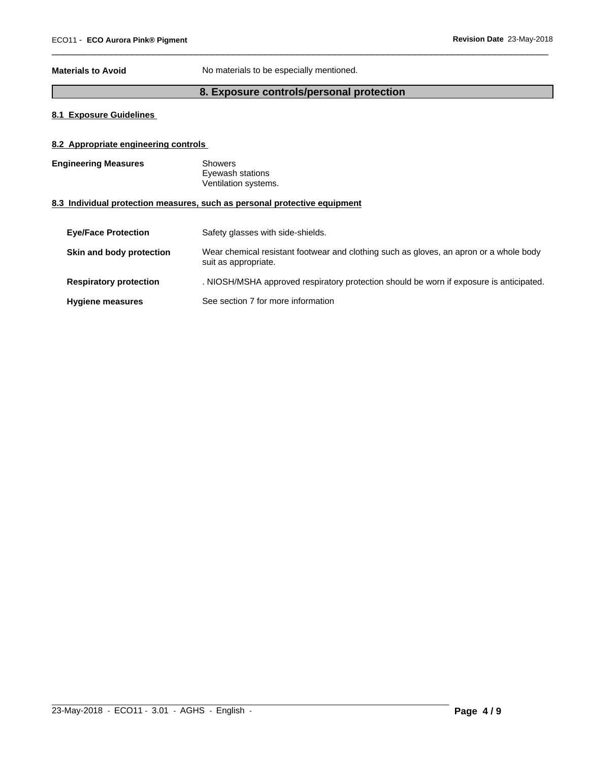**Materials to Avoid** No materials to be especially mentioned.

## 8. Exposure controls/personal protection

### 8.1 Exposure Guidelines

### 8.2 Appropriate engineering controls

**Engineering Measures**
Showers
Eyewash stations
Ventilation systems.

### 8.3 Individual protection measures, such as personal protective equipment

**Eye/Face Protection** Safety glasses with side-shields.

**Skin and body protection** Wear chemical resistant footwear and clothing such as gloves, an apron or a whole body suit as appropriate.

**Respiratory protection** . NIOSH/MSHA approved respiratory protection should be worn if exposure is anticipated.

**Hygiene measures** See section 7 for more information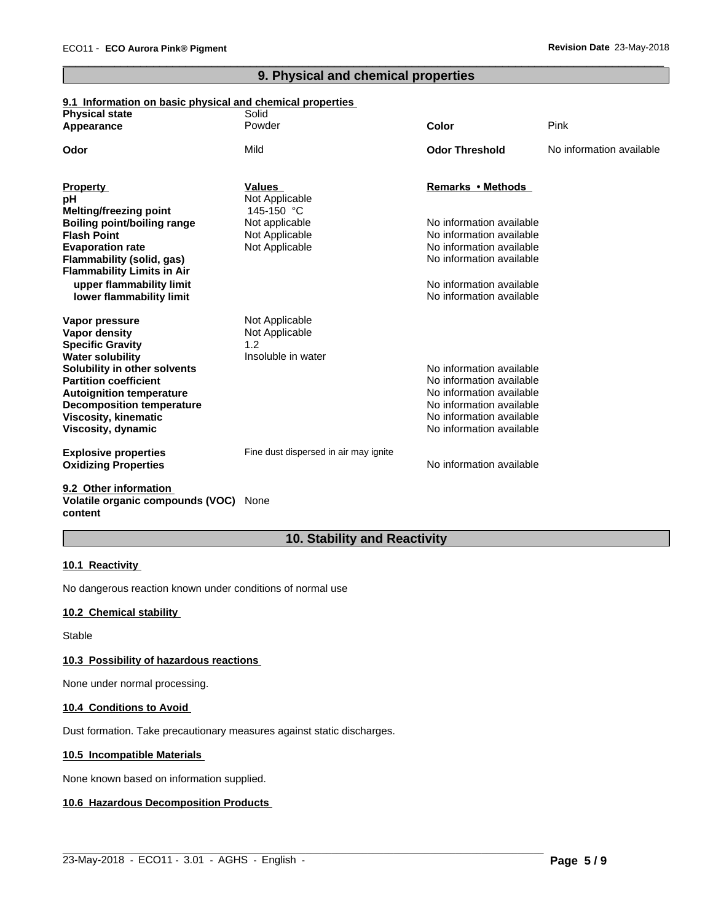## 9. Physical and chemical properties

### 9.1 Information on basic physical and chemical properties

| | | | |
|---|---|---|---|
| **Physical state** | Solid | | |
| **Appearance** | Powder | **Color** | Pink |
| **Odor** | Mild | **Odor Threshold** | No information available |

| **Property** | **Values** | **Remarks • Methods** |
|---|---|---|
| **pH** | Not Applicable | |
| **Melting/freezing point** | 145-150 °C | |
| **Boiling point/boiling range** | Not applicable | No information available |
| **Flash Point** | Not Applicable | No information available |
| **Evaporation rate** | Not Applicable | No information available |
| **Flammability (solid, gas)** | | No information available |
| **Flammability Limits in Air** | | |
| **upper flammability limit** | | No information available |
| **lower flammability limit** | | No information available |
| **Vapor pressure** | Not Applicable | |
| **Vapor density** | Not Applicable | |
| **Specific Gravity** | 1.2 | |
| **Water solubility** | Insoluble in water | |
| **Solubility in other solvents** | | No information available |
| **Partition coefficient** | | No information available |
| **Autoignition temperature** | | No information available |
| **Decomposition temperature** | | No information available |
| **Viscosity, kinematic** | | No information available |
| **Viscosity, dynamic** | | No information available |
| **Explosive properties** | Fine dust dispersed in air may ignite | |
| **Oxidizing Properties** | | No information available |

### 9.2 Other information

**Volatile organic compounds (VOC) content** None

## 10. Stability and Reactivity

### 10.1 Reactivity

No dangerous reaction known under conditions of normal use

### 10.2 Chemical stability

Stable

### 10.3 Possibility of hazardous reactions

None under normal processing.

### 10.4 Conditions to Avoid

Dust formation. Take precautionary measures against static discharges.

### 10.5 Incompatible Materials

None known based on information supplied.

### 10.6 Hazardous Decomposition Products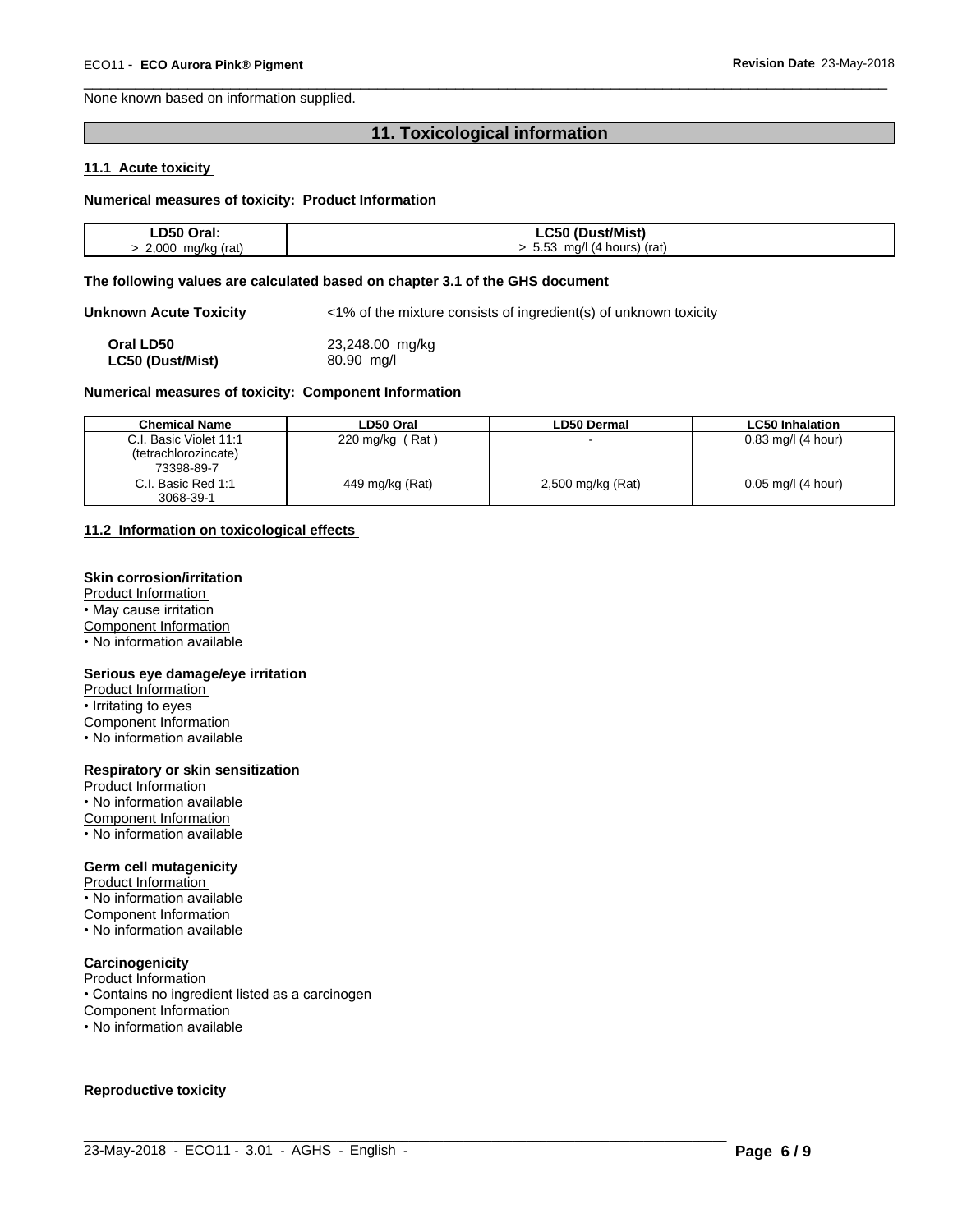None known based on information supplied.

## 11. Toxicological information

### 11.1 Acute toxicity

**Numerical measures of toxicity: Product Information**

| LD50 Oral: | LC50 (Dust/Mist) |
|---|---|
| > 2,000 mg/kg (rat) | > 5.53 mg/l (4 hours) (rat) |

**The following values are calculated based on chapter 3.1 of the GHS document**

**Unknown Acute Toxicity** <1% of the mixture consists of ingredient(s) of unknown toxicity

**Oral LD50** 23,248.00 mg/kg
**LC50 (Dust/Mist)** 80.90 mg/l

**Numerical measures of toxicity: Component Information**

| Chemical Name | LD50 Oral | LD50 Dermal | LC50 Inhalation |
|---|---|---|---|
| C.I. Basic Violet 11:1 (tetrachlorozincate) 73398-89-7 | 220 mg/kg ( Rat ) | - | 0.83 mg/l (4 hour) |
| C.I. Basic Red 1:1 3068-39-1 | 449 mg/kg (Rat) | 2,500 mg/kg (Rat) | 0.05 mg/l (4 hour) |

### 11.2 Information on toxicological effects

**Skin corrosion/irritation**
Product Information
• May cause irritation
Component Information
• No information available

**Serious eye damage/eye irritation**
Product Information
• Irritating to eyes
Component Information
• No information available

**Respiratory or skin sensitization**
Product Information
• No information available
Component Information
• No information available

**Germ cell mutagenicity**
Product Information
• No information available
Component Information
• No information available

**Carcinogenicity**
Product Information
• Contains no ingredient listed as a carcinogen
Component Information
• No information available

**Reproductive toxicity**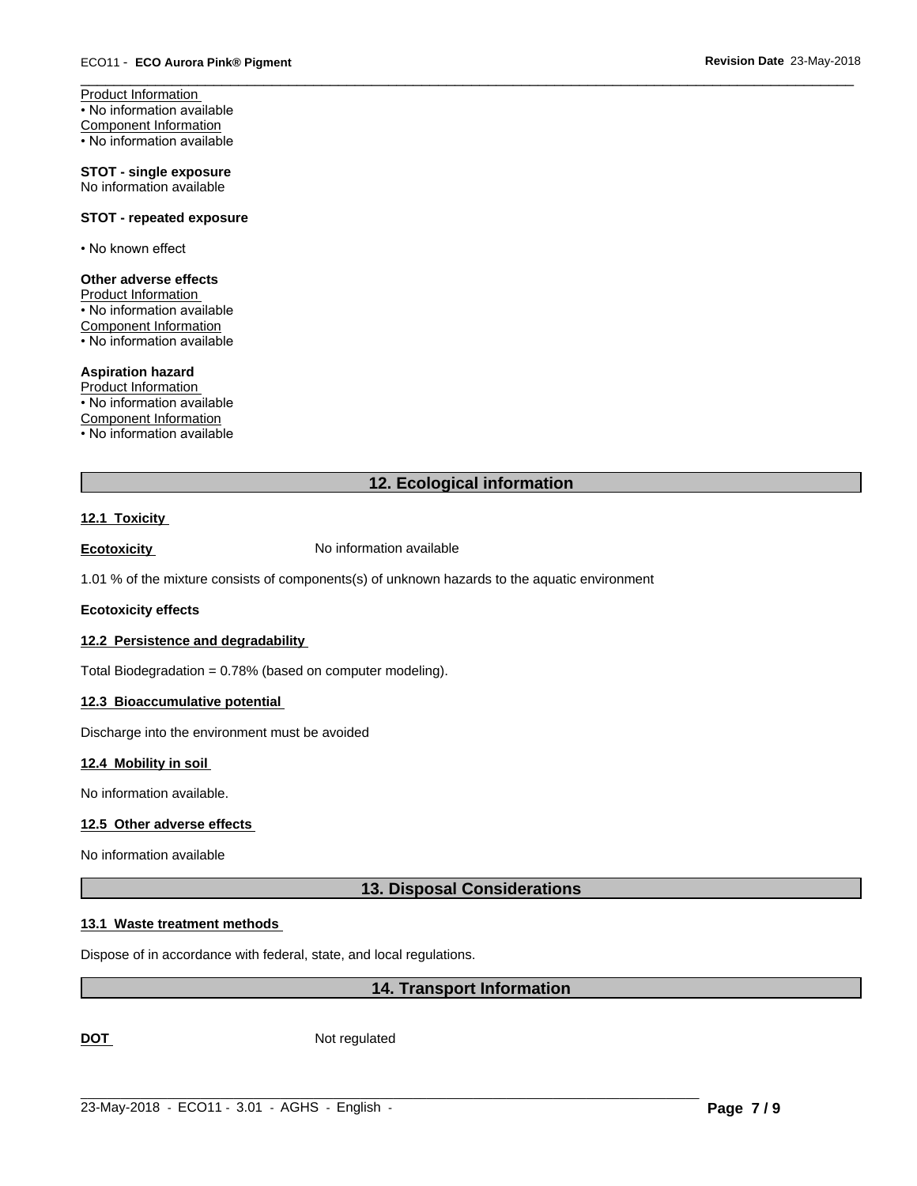Product Information
• No information available
Component Information
• No information available

**STOT - single exposure**
No information available

**STOT - repeated exposure**

• No known effect

**Other adverse effects**
Product Information
• No information available
Component Information
• No information available

**Aspiration hazard**
Product Information
• No information available
Component Information
• No information available

## 12. Ecological information

### 12.1 Toxicity

**Ecotoxicity** No information available

1.01 % of the mixture consists of components(s) of unknown hazards to the aquatic environment

**Ecotoxicity effects**

### 12.2 Persistence and degradability

Total Biodegradation = 0.78% (based on computer modeling).

### 12.3 Bioaccumulative potential

Discharge into the environment must be avoided

### 12.4 Mobility in soil

No information available.

### 12.5 Other adverse effects

No information available

## 13. Disposal Considerations

### 13.1 Waste treatment methods

Dispose of in accordance with federal, state, and local regulations.

## 14. Transport Information

**DOT** Not regulated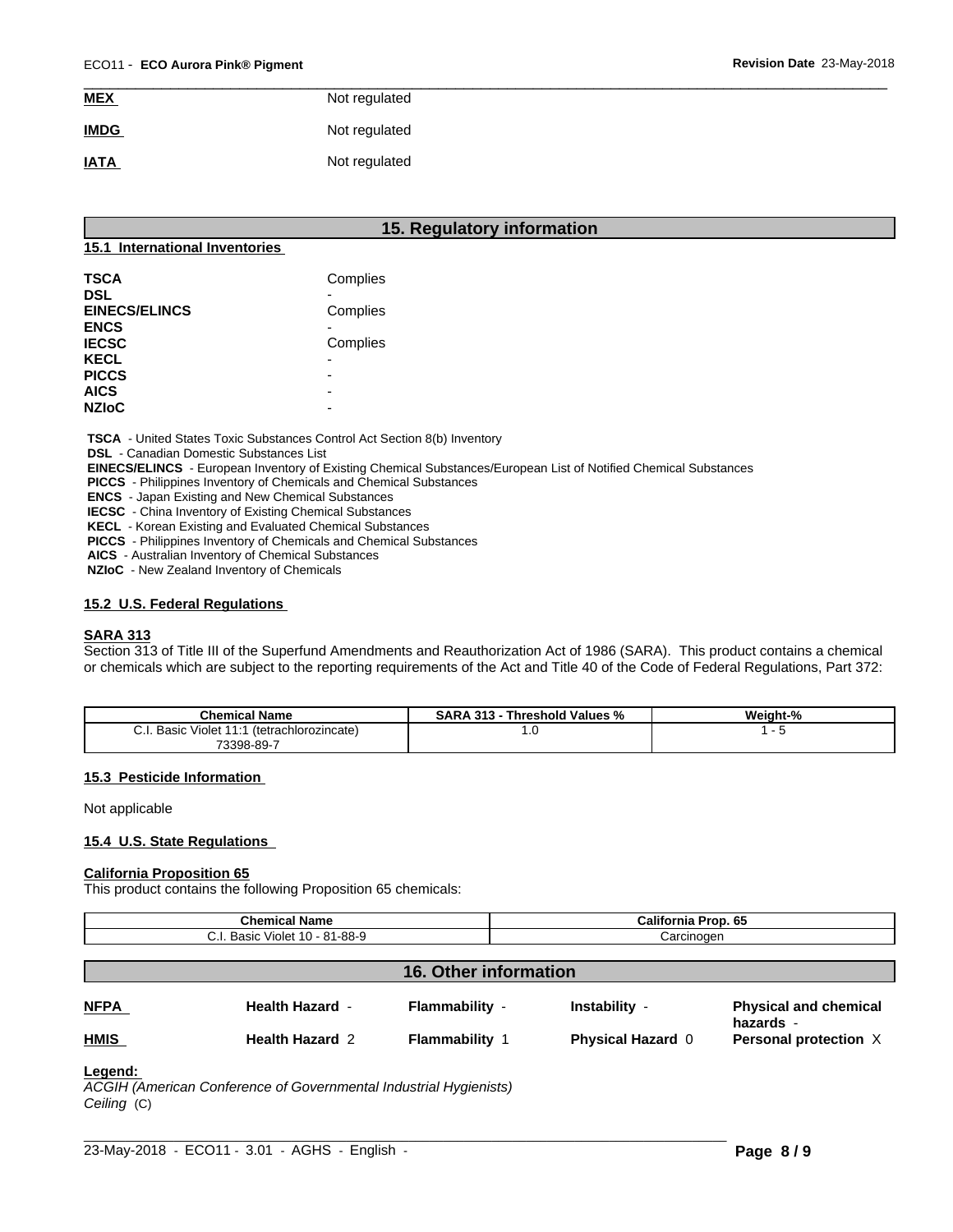| | |
|---|---|
| **MEX** | Not regulated |
| **IMDG** | Not regulated |
| **IATA** | Not regulated |

## 15. Regulatory information

### 15.1 International Inventories

| | |
|---|---|
| **TSCA** | Complies |
| **DSL** | - |
| **EINECS/ELINCS** | Complies |
| **ENCS** | - |
| **IECSC** | Complies |
| **KECL** | - |
| **PICCS** | - |
| **AICS** | - |
| **NZIoC** | - |

**TSCA** - United States Toxic Substances Control Act Section 8(b) Inventory
**DSL** - Canadian Domestic Substances List
**EINECS/ELINCS** - European Inventory of Existing Chemical Substances/European List of Notified Chemical Substances
**PICCS** - Philippines Inventory of Chemicals and Chemical Substances
**ENCS** - Japan Existing and New Chemical Substances
**IECSC** - China Inventory of Existing Chemical Substances
**KECL** - Korean Existing and Evaluated Chemical Substances
**PICCS** - Philippines Inventory of Chemicals and Chemical Substances
**AICS** - Australian Inventory of Chemical Substances
**NZIoC** - New Zealand Inventory of Chemicals

### 15.2 U.S. Federal Regulations

**SARA 313**
Section 313 of Title III of the Superfund Amendments and Reauthorization Act of 1986 (SARA). This product contains a chemical or chemicals which are subject to the reporting requirements of the Act and Title 40 of the Code of Federal Regulations, Part 372:

| Chemical Name | SARA 313 - Threshold Values % | Weight-% |
|---|---|---|
| C.I. Basic Violet 11:1 (tetrachlorozincate) 73398-89-7 | 1.0 | 1 - 5 |

### 15.3 Pesticide Information

Not applicable

### 15.4 U.S. State Regulations

**California Proposition 65**
This product contains the following Proposition 65 chemicals:

| Chemical Name | California Prop. 65 |
|---|---|
| C.I. Basic Violet 10 - 81-88-9 | Carcinogen |

## 16. Other information

| | | | | |
|---|---|---|---|---|
| **NFPA** | **Health Hazard** - | **Flammability** - | **Instability** - | **Physical and chemical hazards** - |
| **HMIS** | **Health Hazard** 2 | **Flammability** 1 | **Physical Hazard** 0 | **Personal protection** X |

**Legend:**
*ACGIH (American Conference of Governmental Industrial Hygienists)*
*Ceiling* (C)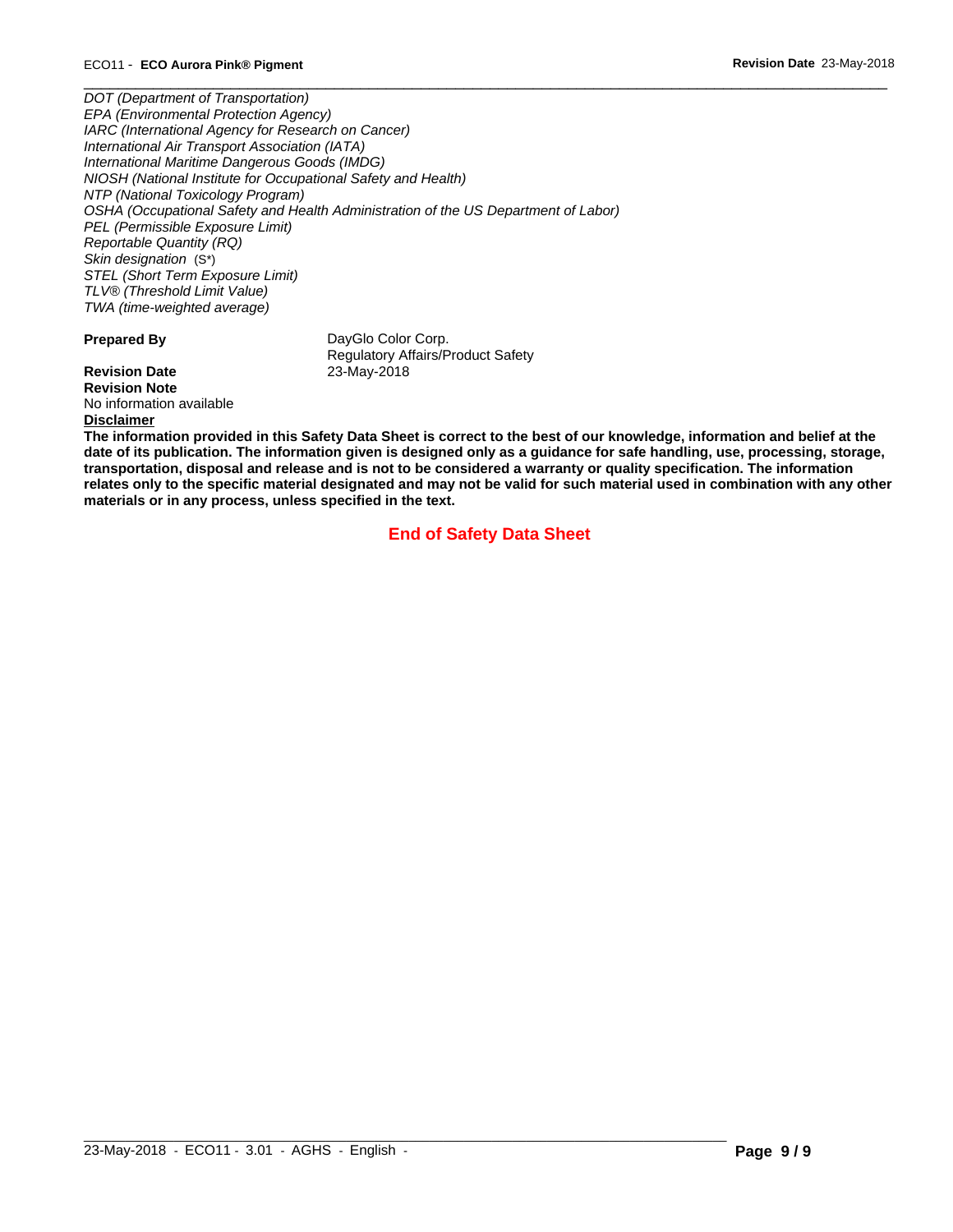*DOT (Department of Transportation)*
*EPA (Environmental Protection Agency)*
*IARC (International Agency for Research on Cancer)*
*International Air Transport Association (IATA)*
*International Maritime Dangerous Goods (IMDG)*
*NIOSH (National Institute for Occupational Safety and Health)*
*NTP (National Toxicology Program)*
*OSHA (Occupational Safety and Health Administration of the US Department of Labor)*
*PEL (Permissible Exposure Limit)*
*Reportable Quantity (RQ)*
*Skin designation* (S*)
*STEL (Short Term Exposure Limit)*
*TLV® (Threshold Limit Value)*
*TWA (time-weighted average)*

**Prepared By** DayGlo Color Corp.
Regulatory Affairs/Product Safety

**Revision Date** 23-May-2018

**Revision Note**
No information available

**Disclaimer**

**The information provided in this Safety Data Sheet is correct to the best of our knowledge, information and belief at the date of its publication. The information given is designed only as a guidance for safe handling, use, processing, storage, transportation, disposal and release and is not to be considered a warranty or quality specification. The information relates only to the specific material designated and may not be valid for such material used in combination with any other materials or in any process, unless specified in the text.**

**End of Safety Data Sheet**